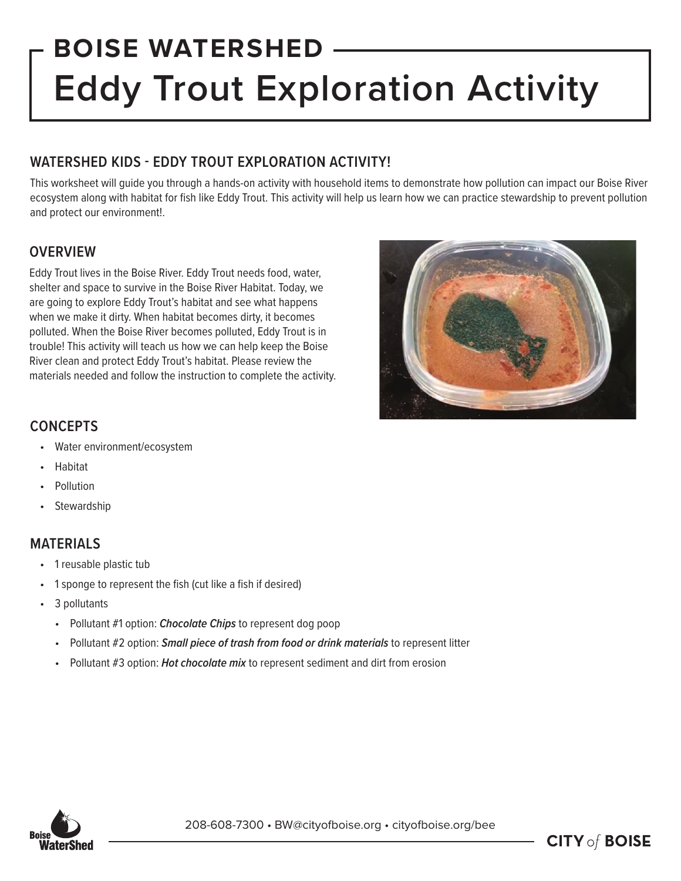# BOISE WATERSHED
# Eddy Trout Exploration Activity

## WATERSHED KIDS - EDDY TROUT EXPLORATION ACTIVITY!

This worksheet will guide you through a hands-on activity with household items to demonstrate how pollution can impact our Boise River ecosystem along with habitat for fish like Eddy Trout. This activity will help us learn how we can practice stewardship to prevent pollution and protect our environment!.

## OVERVIEW

Eddy Trout lives in the Boise River. Eddy Trout needs food, water, shelter and space to survive in the Boise River Habitat. Today, we are going to explore Eddy Trout's habitat and see what happens when we make it dirty. When habitat becomes dirty, it becomes polluted. When the Boise River becomes polluted, Eddy Trout is in trouble! This activity will teach us how we can help keep the Boise River clean and protect Eddy Trout's habitat. Please review the materials needed and follow the instruction to complete the activity.

## CONCEPTS

- Water environment/ecosystem
- Habitat
- Pollution
- Stewardship

## MATERIALS

- 1 reusable plastic tub
- 1 sponge to represent the fish (cut like a fish if desired)
- 3 pollutants
  - Pollutant #1 option: ***Chocolate Chips*** to represent dog poop
  - Pollutant #2 option: ***Small piece of trash from food or drink materials*** to represent litter
  - Pollutant #3 option: ***Hot chocolate mix*** to represent sediment and dirt from erosion

208-608-7300 • BW@cityofboise.org • cityofboise.org/bee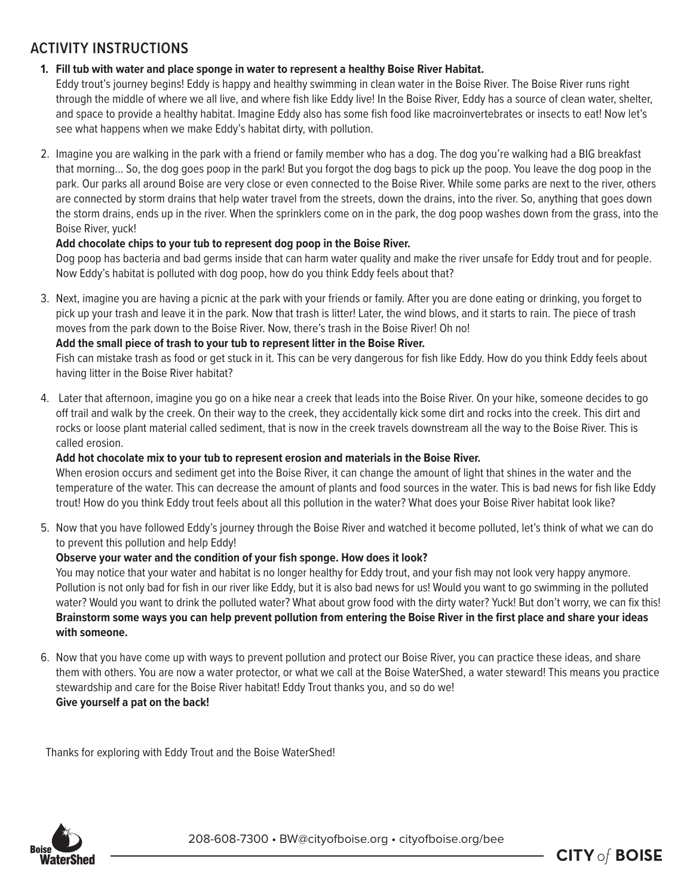## ACTIVITY INSTRUCTIONS

1. **Fill tub with water and place sponge in water to represent a healthy Boise River Habitat.**
   Eddy trout's journey begins! Eddy is happy and healthy swimming in clean water in the Boise River. The Boise River runs right through the middle of where we all live, and where fish like Eddy live! In the Boise River, Eddy has a source of clean water, shelter, and space to provide a healthy habitat. Imagine Eddy also has some fish food like macroinvertebrates or insects to eat! Now let's see what happens when we make Eddy's habitat dirty, with pollution.

2. Imagine you are walking in the park with a friend or family member who has a dog. The dog you're walking had a BIG breakfast that morning… So, the dog goes poop in the park! But you forgot the dog bags to pick up the poop. You leave the dog poop in the park. Our parks all around Boise are very close or even connected to the Boise River. While some parks are next to the river, others are connected by storm drains that help water travel from the streets, down the drains, into the river. So, anything that goes down the storm drains, ends up in the river. When the sprinklers come on in the park, the dog poop washes down from the grass, into the Boise River, yuck!
   **Add chocolate chips to your tub to represent dog poop in the Boise River.**
   Dog poop has bacteria and bad germs inside that can harm water quality and make the river unsafe for Eddy trout and for people. Now Eddy's habitat is polluted with dog poop, how do you think Eddy feels about that?

3. Next, imagine you are having a picnic at the park with your friends or family. After you are done eating or drinking, you forget to pick up your trash and leave it in the park. Now that trash is litter! Later, the wind blows, and it starts to rain. The piece of trash moves from the park down to the Boise River. Now, there's trash in the Boise River! Oh no!
   **Add the small piece of trash to your tub to represent litter in the Boise River.**
   Fish can mistake trash as food or get stuck in it. This can be very dangerous for fish like Eddy. How do you think Eddy feels about having litter in the Boise River habitat?

4. Later that afternoon, imagine you go on a hike near a creek that leads into the Boise River. On your hike, someone decides to go off trail and walk by the creek. On their way to the creek, they accidentally kick some dirt and rocks into the creek. This dirt and rocks or loose plant material called sediment, that is now in the creek travels downstream all the way to the Boise River. This is called erosion.
   **Add hot chocolate mix to your tub to represent erosion and materials in the Boise River.**
   When erosion occurs and sediment get into the Boise River, it can change the amount of light that shines in the water and the temperature of the water. This can decrease the amount of plants and food sources in the water. This is bad news for fish like Eddy trout! How do you think Eddy trout feels about all this pollution in the water? What does your Boise River habitat look like?

5. Now that you have followed Eddy's journey through the Boise River and watched it become polluted, let's think of what we can do to prevent this pollution and help Eddy!
   **Observe your water and the condition of your fish sponge. How does it look?**
   You may notice that your water and habitat is no longer healthy for Eddy trout, and your fish may not look very happy anymore. Pollution is not only bad for fish in our river like Eddy, but it is also bad news for us! Would you want to go swimming in the polluted water? Would you want to drink the polluted water? What about grow food with the dirty water? Yuck! But don't worry, we can fix this! **Brainstorm some ways you can help prevent pollution from entering the Boise River in the first place and share your ideas with someone.**

6. Now that you have come up with ways to prevent pollution and protect our Boise River, you can practice these ideas, and share them with others. You are now a water protector, or what we call at the Boise WaterShed, a water steward! This means you practice stewardship and care for the Boise River habitat! Eddy Trout thanks you, and so do we!
   **Give yourself a pat on the back!**

Thanks for exploring with Eddy Trout and the Boise WaterShed!

Boise WaterShed

208-608-7300 • BW@cityofboise.org • cityofboise.org/bee

CITY *of* BOISE